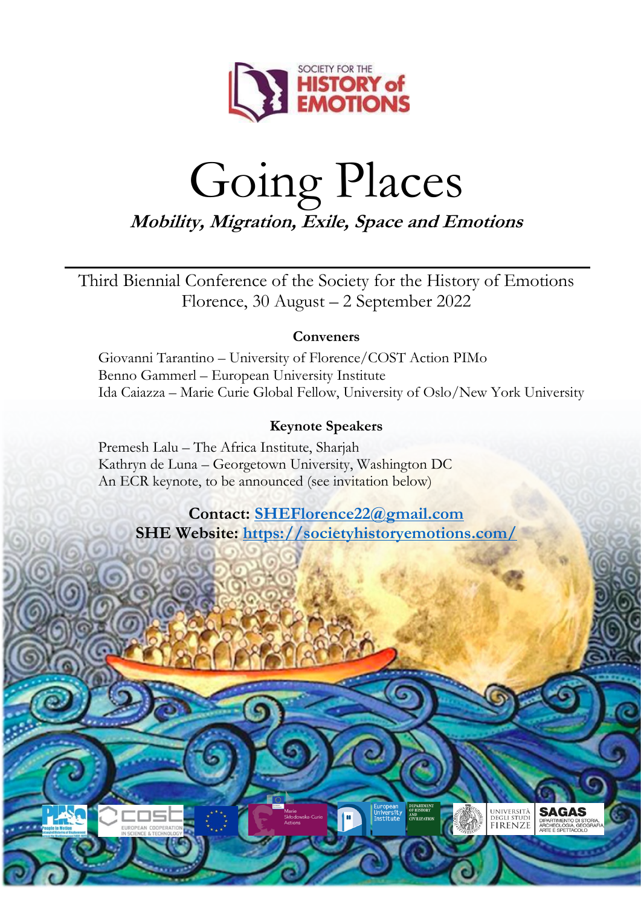SOCIETY FOR THE HISTORY of EMOTIONS

# Going Places

## *Mobility, Migration, Exile, Space and Emotions*

---

Third Biennial Conference of the Society for the History of Emotions
Florence, 30 August – 2 September 2022

### Conveners

Giovanni Tarantino – University of Florence/COST Action PIMo
Benno Gammerl – European University Institute
Ida Caiazza – Marie Curie Global Fellow, University of Oslo/New York University

### Keynote Speakers

Premesh Lalu – The Africa Institute, Sharjah
Kathryn de Luna – Georgetown University, Washington DC
An ECR keynote, to be announced (see invitation below)

**Contact:** SHEFlorence22@gmail.com
**SHE Website:** https://societyhistoryemotions.com/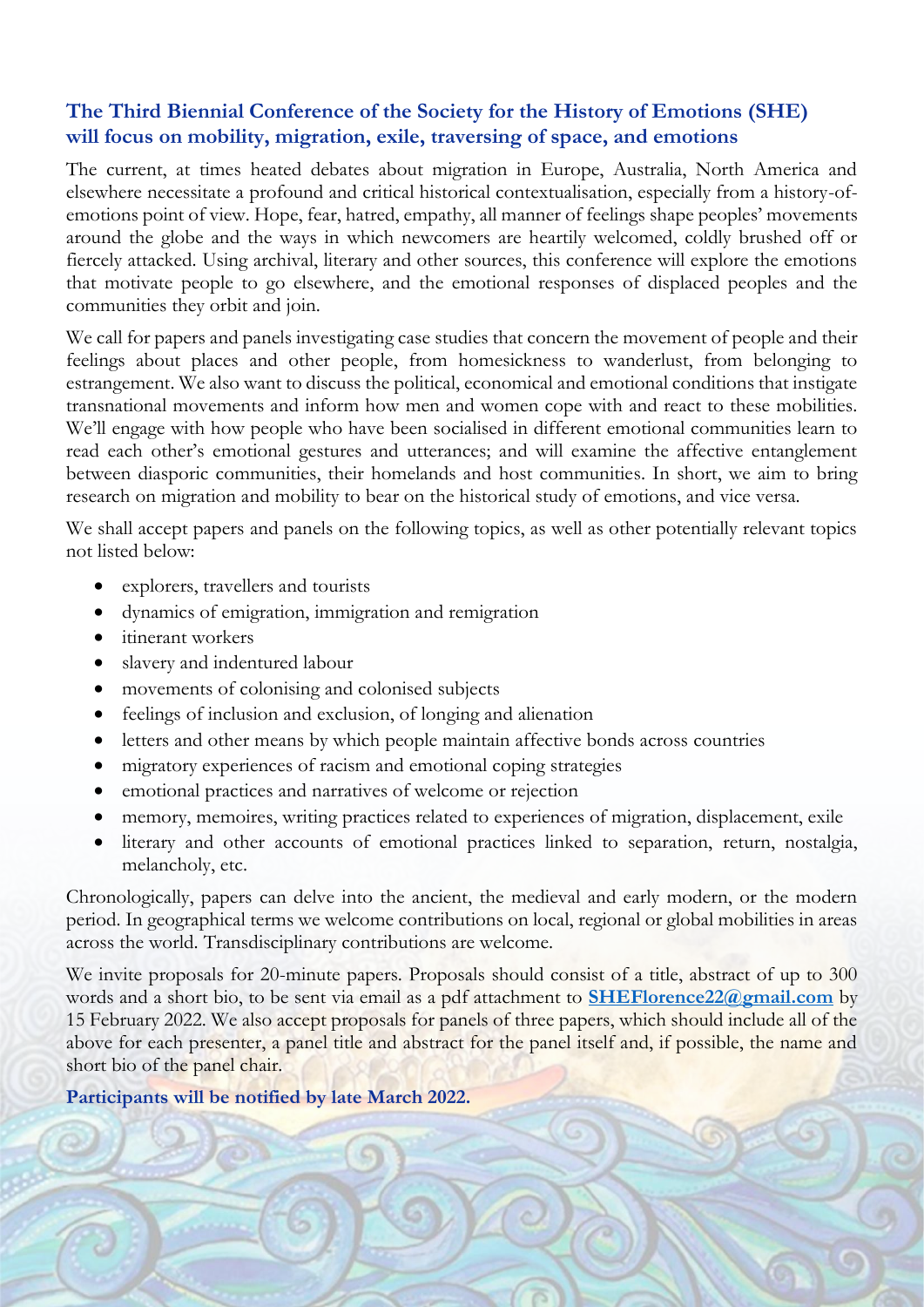## The Third Biennial Conference of the Society for the History of Emotions (SHE) will focus on mobility, migration, exile, traversing of space, and emotions

The current, at times heated debates about migration in Europe, Australia, North America and elsewhere necessitate a profound and critical historical contextualisation, especially from a history-of-emotions point of view. Hope, fear, hatred, empathy, all manner of feelings shape peoples' movements around the globe and the ways in which newcomers are heartily welcomed, coldly brushed off or fiercely attacked. Using archival, literary and other sources, this conference will explore the emotions that motivate people to go elsewhere, and the emotional responses of displaced peoples and the communities they orbit and join.

We call for papers and panels investigating case studies that concern the movement of people and their feelings about places and other people, from homesickness to wanderlust, from belonging to estrangement. We also want to discuss the political, economical and emotional conditions that instigate transnational movements and inform how men and women cope with and react to these mobilities. We'll engage with how people who have been socialised in different emotional communities learn to read each other's emotional gestures and utterances; and will examine the affective entanglement between diasporic communities, their homelands and host communities. In short, we aim to bring research on migration and mobility to bear on the historical study of emotions, and vice versa.

We shall accept papers and panels on the following topics, as well as other potentially relevant topics not listed below:

- explorers, travellers and tourists
- dynamics of emigration, immigration and remigration
- itinerant workers
- slavery and indentured labour
- movements of colonising and colonised subjects
- feelings of inclusion and exclusion, of longing and alienation
- letters and other means by which people maintain affective bonds across countries
- migratory experiences of racism and emotional coping strategies
- emotional practices and narratives of welcome or rejection
- memory, memoires, writing practices related to experiences of migration, displacement, exile
- literary and other accounts of emotional practices linked to separation, return, nostalgia, melancholy, etc.

Chronologically, papers can delve into the ancient, the medieval and early modern, or the modern period. In geographical terms we welcome contributions on local, regional or global mobilities in areas across the world. Transdisciplinary contributions are welcome.

We invite proposals for 20-minute papers. Proposals should consist of a title, abstract of up to 300 words and a short bio, to be sent via email as a pdf attachment to **SHEFlorence22@gmail.com** by 15 February 2022. We also accept proposals for panels of three papers, which should include all of the above for each presenter, a panel title and abstract for the panel itself and, if possible, the name and short bio of the panel chair.

**Participants will be notified by late March 2022.**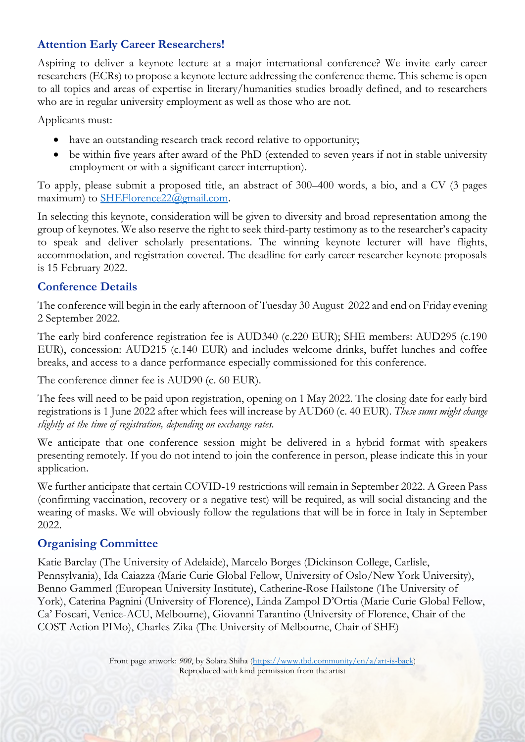## Attention Early Career Researchers!

Aspiring to deliver a keynote lecture at a major international conference? We invite early career researchers (ECRs) to propose a keynote lecture addressing the conference theme. This scheme is open to all topics and areas of expertise in literary/humanities studies broadly defined, and to researchers who are in regular university employment as well as those who are not.

Applicants must:

- have an outstanding research track record relative to opportunity;
- be within five years after award of the PhD (extended to seven years if not in stable university employment or with a significant career interruption).

To apply, please submit a proposed title, an abstract of 300–400 words, a bio, and a CV (3 pages maximum) to SHEFlorence22@gmail.com.

In selecting this keynote, consideration will be given to diversity and broad representation among the group of keynotes. We also reserve the right to seek third-party testimony as to the researcher's capacity to speak and deliver scholarly presentations. The winning keynote lecturer will have flights, accommodation, and registration covered. The deadline for early career researcher keynote proposals is 15 February 2022.

## Conference Details

The conference will begin in the early afternoon of Tuesday 30 August 2022 and end on Friday evening 2 September 2022.

The early bird conference registration fee is AUD340 (c.220 EUR); SHE members: AUD295 (c.190 EUR), concession: AUD215 (c.140 EUR) and includes welcome drinks, buffet lunches and coffee breaks, and access to a dance performance especially commissioned for this conference.

The conference dinner fee is AUD90 (c. 60 EUR).

The fees will need to be paid upon registration, opening on 1 May 2022. The closing date for early bird registrations is 1 June 2022 after which fees will increase by AUD60 (c. 40 EUR). *These sums might change slightly at the time of registration, depending on exchange rates.*

We anticipate that one conference session might be delivered in a hybrid format with speakers presenting remotely. If you do not intend to join the conference in person, please indicate this in your application.

We further anticipate that certain COVID-19 restrictions will remain in September 2022. A Green Pass (confirming vaccination, recovery or a negative test) will be required, as will social distancing and the wearing of masks. We will obviously follow the regulations that will be in force in Italy in September 2022.

## Organising Committee

Katie Barclay (The University of Adelaide), Marcelo Borges (Dickinson College, Carlisle, Pennsylvania), Ida Caiazza (Marie Curie Global Fellow, University of Oslo/New York University), Benno Gammerl (European University Institute), Catherine-Rose Hailstone (The University of York), Caterina Pagnini (University of Florence), Linda Zampol D'Ortia (Marie Curie Global Fellow, Ca' Foscari, Venice-ACU, Melbourne), Giovanni Tarantino (University of Florence, Chair of the COST Action PIMo), Charles Zika (The University of Melbourne, Chair of SHE)

Front page artwork: *900*, by Solara Shiha (https://www.tbd.community/en/a/art-is-back)
Reproduced with kind permission from the artist